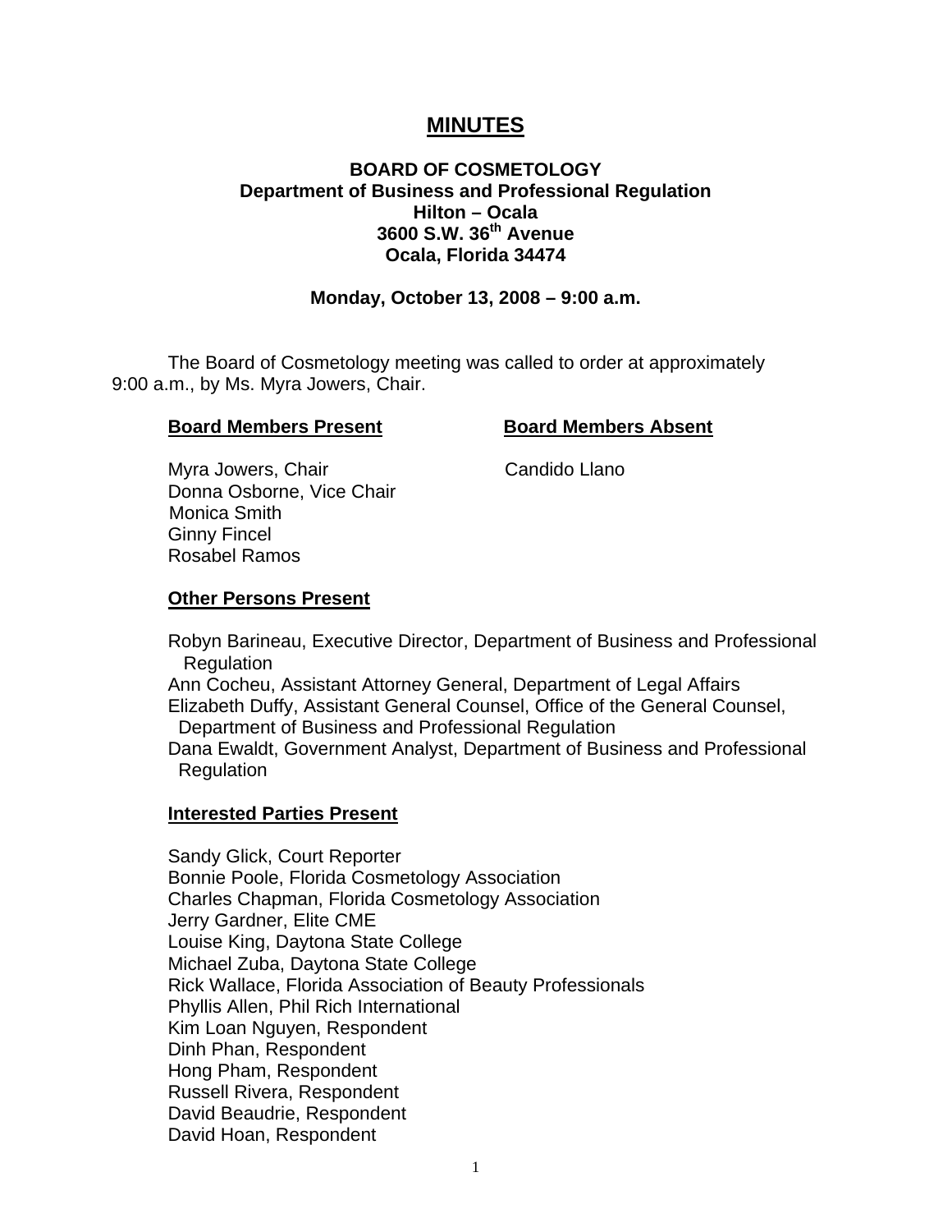# MINUTES

**BOARD OF COSMETOLOGY**
**Department of Business and Professional Regulation**
**Hilton – Ocala**
**3600 S.W. 36th Avenue**
**Ocala, Florida 34474**

**Monday, October 13, 2008 – 9:00 a.m.**

The Board of Cosmetology meeting was called to order at approximately 9:00 a.m., by Ms. Myra Jowers, Chair.

| **Board Members Present** | **Board Members Absent** |
| --- | --- |
| Myra Jowers, Chair | Candido Llano |
| Donna Osborne, Vice Chair | |
| Monica Smith | |
| Ginny Fincel | |
| Rosabel Ramos | |

**Other Persons Present**

Robyn Barineau, Executive Director, Department of Business and Professional Regulation
Ann Cocheu, Assistant Attorney General, Department of Legal Affairs
Elizabeth Duffy, Assistant General Counsel, Office of the General Counsel, Department of Business and Professional Regulation
Dana Ewaldt, Government Analyst, Department of Business and Professional Regulation

**Interested Parties Present**

Sandy Glick, Court Reporter
Bonnie Poole, Florida Cosmetology Association
Charles Chapman, Florida Cosmetology Association
Jerry Gardner, Elite CME
Louise King, Daytona State College
Michael Zuba, Daytona State College
Rick Wallace, Florida Association of Beauty Professionals
Phyllis Allen, Phil Rich International
Kim Loan Nguyen, Respondent
Dinh Phan, Respondent
Hong Pham, Respondent
Russell Rivera, Respondent
David Beaudrie, Respondent
David Hoan, Respondent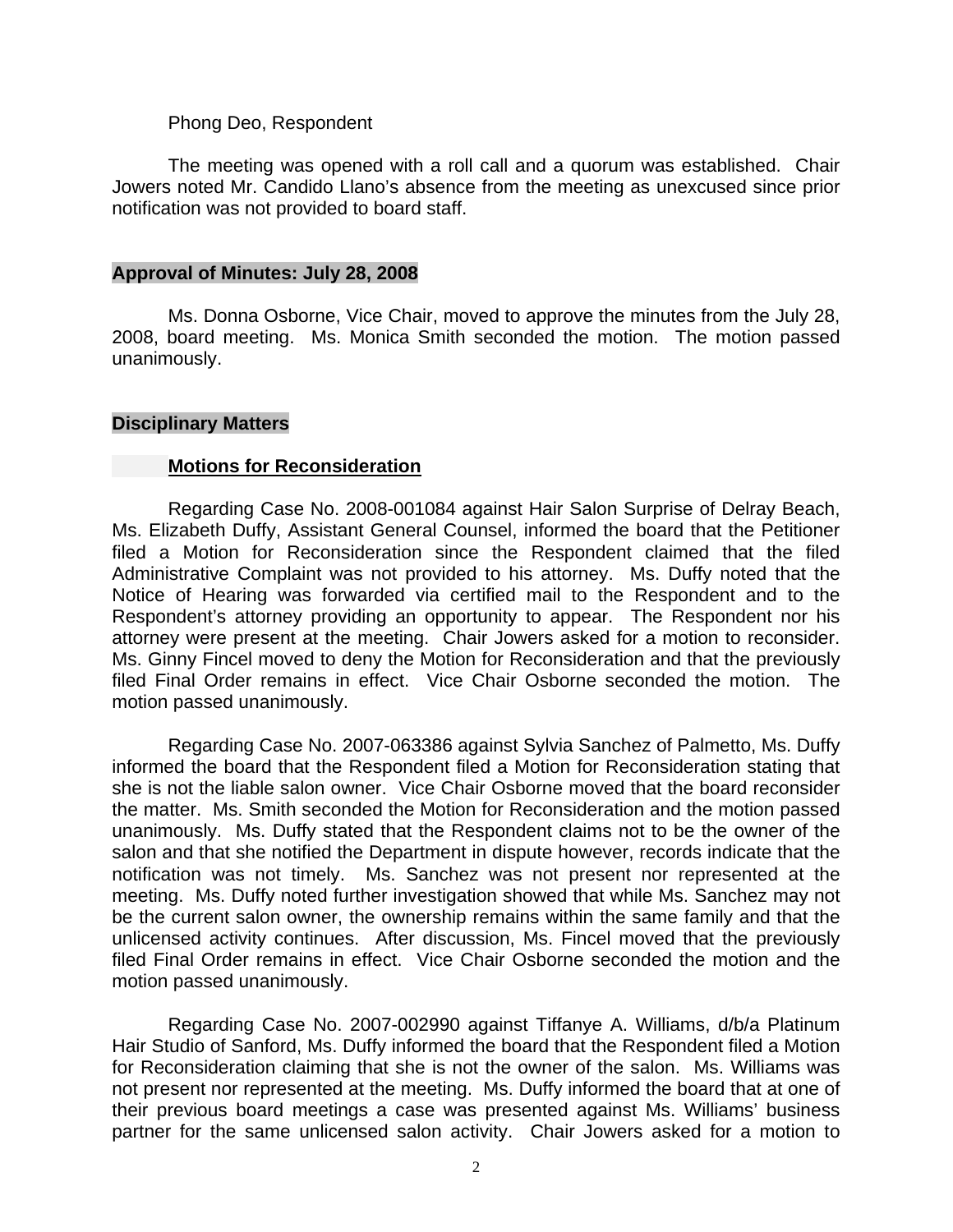Phong Deo, Respondent

The meeting was opened with a roll call and a quorum was established. Chair Jowers noted Mr. Candido Llano's absence from the meeting as unexcused since prior notification was not provided to board staff.

## Approval of Minutes: July 28, 2008

Ms. Donna Osborne, Vice Chair, moved to approve the minutes from the July 28, 2008, board meeting. Ms. Monica Smith seconded the motion. The motion passed unanimously.

## Disciplinary Matters

### Motions for Reconsideration

Regarding Case No. 2008-001084 against Hair Salon Surprise of Delray Beach, Ms. Elizabeth Duffy, Assistant General Counsel, informed the board that the Petitioner filed a Motion for Reconsideration since the Respondent claimed that the filed Administrative Complaint was not provided to his attorney. Ms. Duffy noted that the Notice of Hearing was forwarded via certified mail to the Respondent and to the Respondent's attorney providing an opportunity to appear. The Respondent nor his attorney were present at the meeting. Chair Jowers asked for a motion to reconsider. Ms. Ginny Fincel moved to deny the Motion for Reconsideration and that the previously filed Final Order remains in effect. Vice Chair Osborne seconded the motion. The motion passed unanimously.

Regarding Case No. 2007-063386 against Sylvia Sanchez of Palmetto, Ms. Duffy informed the board that the Respondent filed a Motion for Reconsideration stating that she is not the liable salon owner. Vice Chair Osborne moved that the board reconsider the matter. Ms. Smith seconded the Motion for Reconsideration and the motion passed unanimously. Ms. Duffy stated that the Respondent claims not to be the owner of the salon and that she notified the Department in dispute however, records indicate that the notification was not timely. Ms. Sanchez was not present nor represented at the meeting. Ms. Duffy noted further investigation showed that while Ms. Sanchez may not be the current salon owner, the ownership remains within the same family and that the unlicensed activity continues. After discussion, Ms. Fincel moved that the previously filed Final Order remains in effect. Vice Chair Osborne seconded the motion and the motion passed unanimously.

Regarding Case No. 2007-002990 against Tiffanye A. Williams, d/b/a Platinum Hair Studio of Sanford, Ms. Duffy informed the board that the Respondent filed a Motion for Reconsideration claiming that she is not the owner of the salon. Ms. Williams was not present nor represented at the meeting. Ms. Duffy informed the board that at one of their previous board meetings a case was presented against Ms. Williams' business partner for the same unlicensed salon activity. Chair Jowers asked for a motion to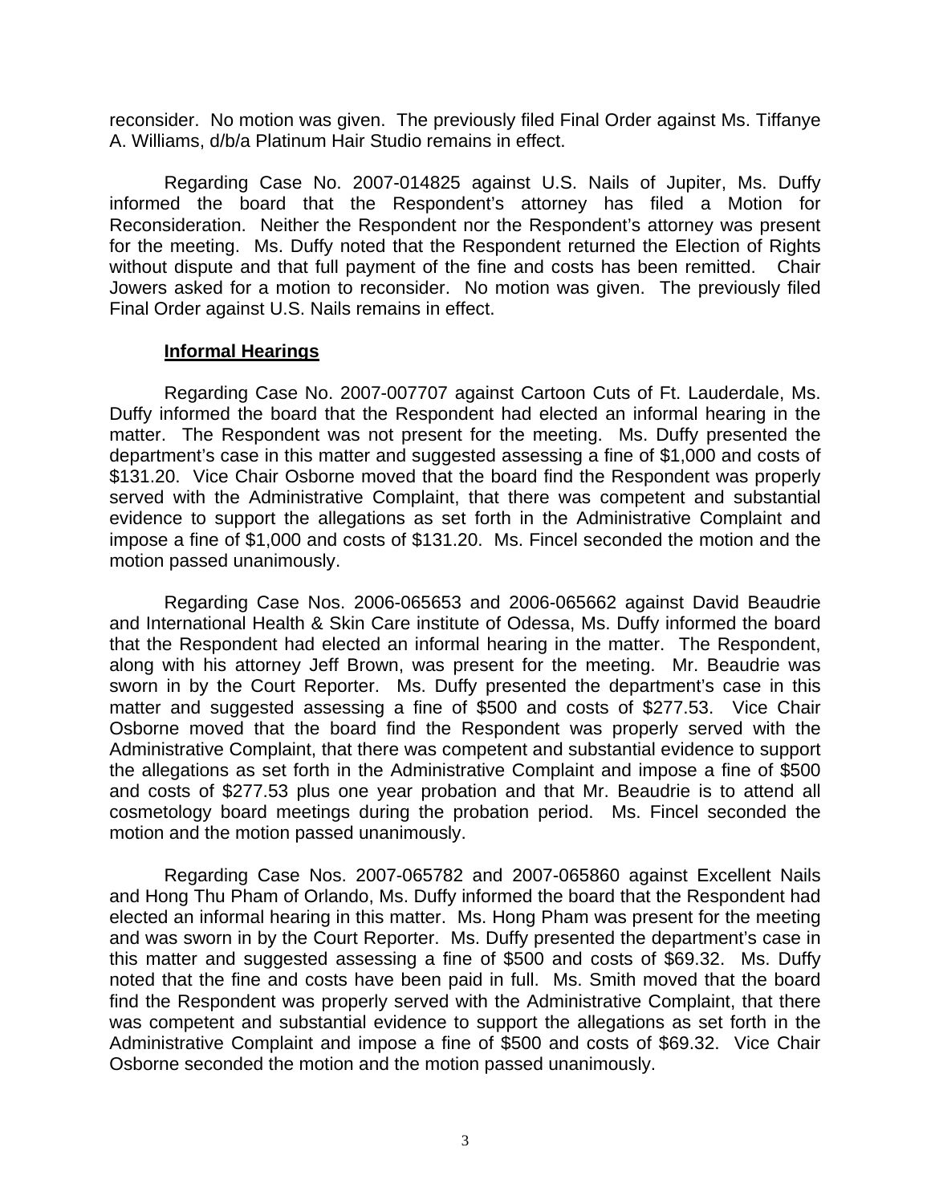reconsider. No motion was given. The previously filed Final Order against Ms. Tiffanye A. Williams, d/b/a Platinum Hair Studio remains in effect.

Regarding Case No. 2007-014825 against U.S. Nails of Jupiter, Ms. Duffy informed the board that the Respondent's attorney has filed a Motion for Reconsideration. Neither the Respondent nor the Respondent's attorney was present for the meeting. Ms. Duffy noted that the Respondent returned the Election of Rights without dispute and that full payment of the fine and costs has been remitted. Chair Jowers asked for a motion to reconsider. No motion was given. The previously filed Final Order against U.S. Nails remains in effect.

**Informal Hearings**

Regarding Case No. 2007-007707 against Cartoon Cuts of Ft. Lauderdale, Ms. Duffy informed the board that the Respondent had elected an informal hearing in the matter. The Respondent was not present for the meeting. Ms. Duffy presented the department's case in this matter and suggested assessing a fine of $1,000 and costs of $131.20. Vice Chair Osborne moved that the board find the Respondent was properly served with the Administrative Complaint, that there was competent and substantial evidence to support the allegations as set forth in the Administrative Complaint and impose a fine of $1,000 and costs of $131.20. Ms. Fincel seconded the motion and the motion passed unanimously.

Regarding Case Nos. 2006-065653 and 2006-065662 against David Beaudrie and International Health & Skin Care institute of Odessa, Ms. Duffy informed the board that the Respondent had elected an informal hearing in the matter. The Respondent, along with his attorney Jeff Brown, was present for the meeting. Mr. Beaudrie was sworn in by the Court Reporter. Ms. Duffy presented the department's case in this matter and suggested assessing a fine of $500 and costs of $277.53. Vice Chair Osborne moved that the board find the Respondent was properly served with the Administrative Complaint, that there was competent and substantial evidence to support the allegations as set forth in the Administrative Complaint and impose a fine of $500 and costs of $277.53 plus one year probation and that Mr. Beaudrie is to attend all cosmetology board meetings during the probation period. Ms. Fincel seconded the motion and the motion passed unanimously.

Regarding Case Nos. 2007-065782 and 2007-065860 against Excellent Nails and Hong Thu Pham of Orlando, Ms. Duffy informed the board that the Respondent had elected an informal hearing in this matter. Ms. Hong Pham was present for the meeting and was sworn in by the Court Reporter. Ms. Duffy presented the department's case in this matter and suggested assessing a fine of $500 and costs of $69.32. Ms. Duffy noted that the fine and costs have been paid in full. Ms. Smith moved that the board find the Respondent was properly served with the Administrative Complaint, that there was competent and substantial evidence to support the allegations as set forth in the Administrative Complaint and impose a fine of $500 and costs of $69.32. Vice Chair Osborne seconded the motion and the motion passed unanimously.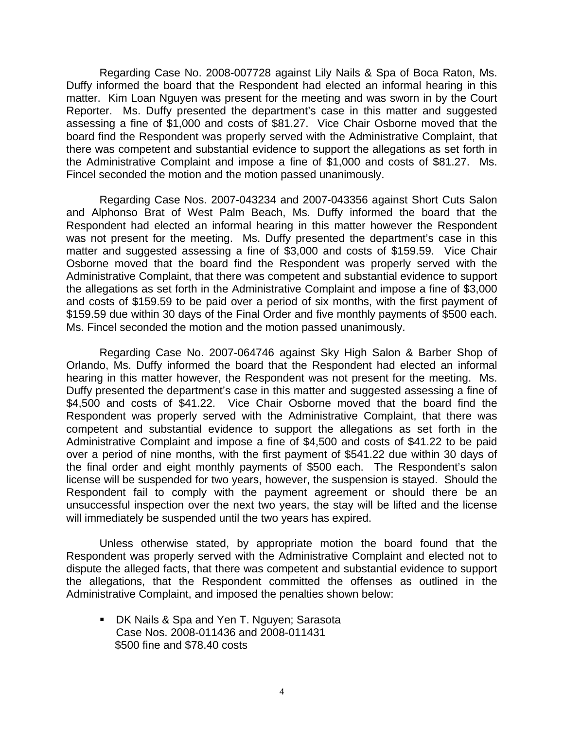Regarding Case No. 2008-007728 against Lily Nails & Spa of Boca Raton, Ms. Duffy informed the board that the Respondent had elected an informal hearing in this matter. Kim Loan Nguyen was present for the meeting and was sworn in by the Court Reporter. Ms. Duffy presented the department's case in this matter and suggested assessing a fine of $1,000 and costs of $81.27. Vice Chair Osborne moved that the board find the Respondent was properly served with the Administrative Complaint, that there was competent and substantial evidence to support the allegations as set forth in the Administrative Complaint and impose a fine of $1,000 and costs of $81.27. Ms. Fincel seconded the motion and the motion passed unanimously.

Regarding Case Nos. 2007-043234 and 2007-043356 against Short Cuts Salon and Alphonso Brat of West Palm Beach, Ms. Duffy informed the board that the Respondent had elected an informal hearing in this matter however the Respondent was not present for the meeting. Ms. Duffy presented the department's case in this matter and suggested assessing a fine of $3,000 and costs of $159.59. Vice Chair Osborne moved that the board find the Respondent was properly served with the Administrative Complaint, that there was competent and substantial evidence to support the allegations as set forth in the Administrative Complaint and impose a fine of $3,000 and costs of $159.59 to be paid over a period of six months, with the first payment of $159.59 due within 30 days of the Final Order and five monthly payments of $500 each. Ms. Fincel seconded the motion and the motion passed unanimously.

Regarding Case No. 2007-064746 against Sky High Salon & Barber Shop of Orlando, Ms. Duffy informed the board that the Respondent had elected an informal hearing in this matter however, the Respondent was not present for the meeting. Ms. Duffy presented the department's case in this matter and suggested assessing a fine of $4,500 and costs of $41.22. Vice Chair Osborne moved that the board find the Respondent was properly served with the Administrative Complaint, that there was competent and substantial evidence to support the allegations as set forth in the Administrative Complaint and impose a fine of $4,500 and costs of $41.22 to be paid over a period of nine months, with the first payment of $541.22 due within 30 days of the final order and eight monthly payments of $500 each. The Respondent's salon license will be suspended for two years, however, the suspension is stayed. Should the Respondent fail to comply with the payment agreement or should there be an unsuccessful inspection over the next two years, the stay will be lifted and the license will immediately be suspended until the two years has expired.

Unless otherwise stated, by appropriate motion the board found that the Respondent was properly served with the Administrative Complaint and elected not to dispute the alleged facts, that there was competent and substantial evidence to support the allegations, that the Respondent committed the offenses as outlined in the Administrative Complaint, and imposed the penalties shown below:

- DK Nails & Spa and Yen T. Nguyen; Sarasota
  Case Nos. 2008-011436 and 2008-011431
  $500 fine and $78.40 costs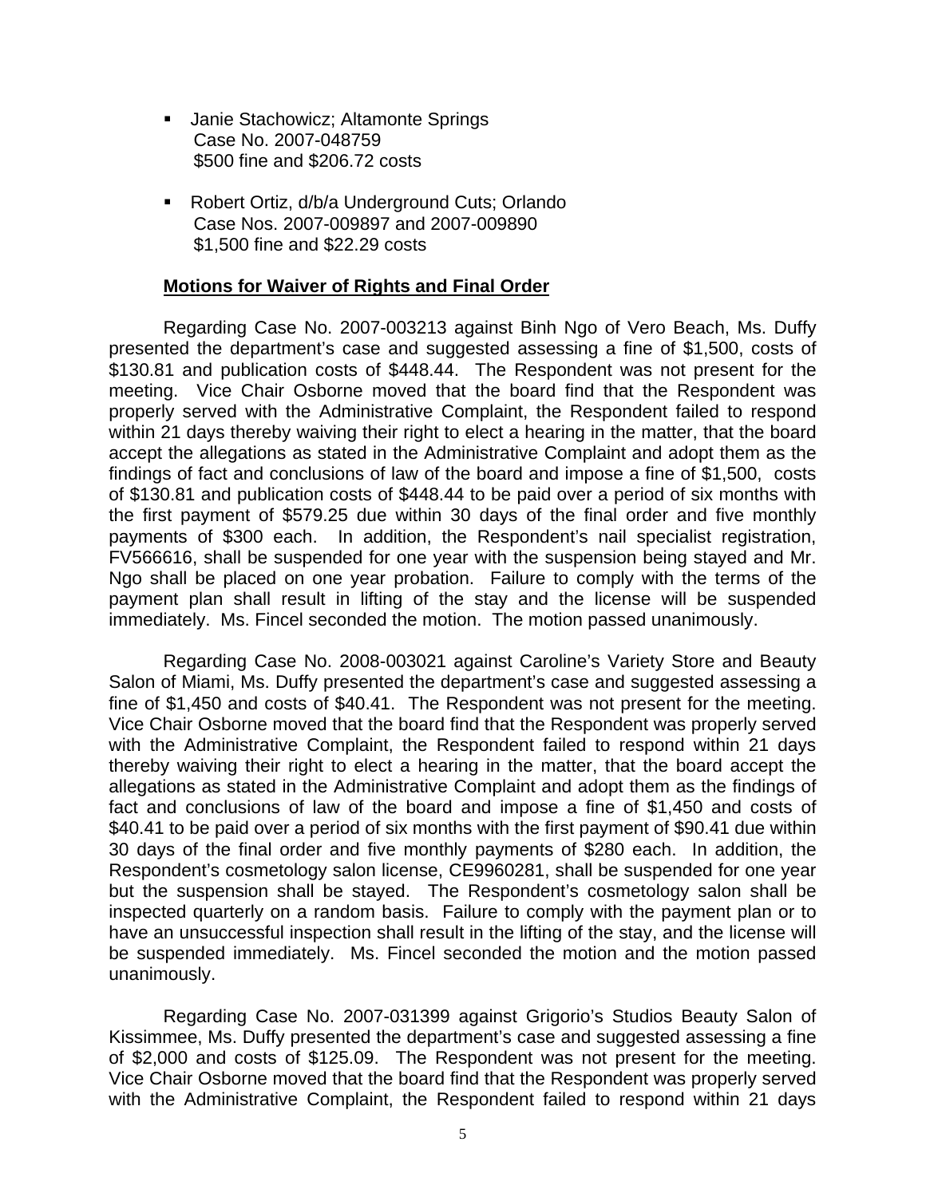- Janie Stachowicz; Altamonte Springs
  Case No. 2007-048759
  $500 fine and $206.72 costs

- Robert Ortiz, d/b/a Underground Cuts; Orlando
  Case Nos. 2007-009897 and 2007-009890
  $1,500 fine and $22.29 costs

**Motions for Waiver of Rights and Final Order**

Regarding Case No. 2007-003213 against Binh Ngo of Vero Beach, Ms. Duffy presented the department's case and suggested assessing a fine of $1,500, costs of $130.81 and publication costs of $448.44. The Respondent was not present for the meeting. Vice Chair Osborne moved that the board find that the Respondent was properly served with the Administrative Complaint, the Respondent failed to respond within 21 days thereby waiving their right to elect a hearing in the matter, that the board accept the allegations as stated in the Administrative Complaint and adopt them as the findings of fact and conclusions of law of the board and impose a fine of $1,500, costs of $130.81 and publication costs of $448.44 to be paid over a period of six months with the first payment of $579.25 due within 30 days of the final order and five monthly payments of $300 each. In addition, the Respondent's nail specialist registration, FV566616, shall be suspended for one year with the suspension being stayed and Mr. Ngo shall be placed on one year probation. Failure to comply with the terms of the payment plan shall result in lifting of the stay and the license will be suspended immediately. Ms. Fincel seconded the motion. The motion passed unanimously.

Regarding Case No. 2008-003021 against Caroline's Variety Store and Beauty Salon of Miami, Ms. Duffy presented the department's case and suggested assessing a fine of $1,450 and costs of $40.41. The Respondent was not present for the meeting. Vice Chair Osborne moved that the board find that the Respondent was properly served with the Administrative Complaint, the Respondent failed to respond within 21 days thereby waiving their right to elect a hearing in the matter, that the board accept the allegations as stated in the Administrative Complaint and adopt them as the findings of fact and conclusions of law of the board and impose a fine of $1,450 and costs of $40.41 to be paid over a period of six months with the first payment of $90.41 due within 30 days of the final order and five monthly payments of $280 each. In addition, the Respondent's cosmetology salon license, CE9960281, shall be suspended for one year but the suspension shall be stayed. The Respondent's cosmetology salon shall be inspected quarterly on a random basis. Failure to comply with the payment plan or to have an unsuccessful inspection shall result in the lifting of the stay, and the license will be suspended immediately. Ms. Fincel seconded the motion and the motion passed unanimously.

Regarding Case No. 2007-031399 against Grigorio's Studios Beauty Salon of Kissimmee, Ms. Duffy presented the department's case and suggested assessing a fine of $2,000 and costs of $125.09. The Respondent was not present for the meeting. Vice Chair Osborne moved that the board find that the Respondent was properly served with the Administrative Complaint, the Respondent failed to respond within 21 days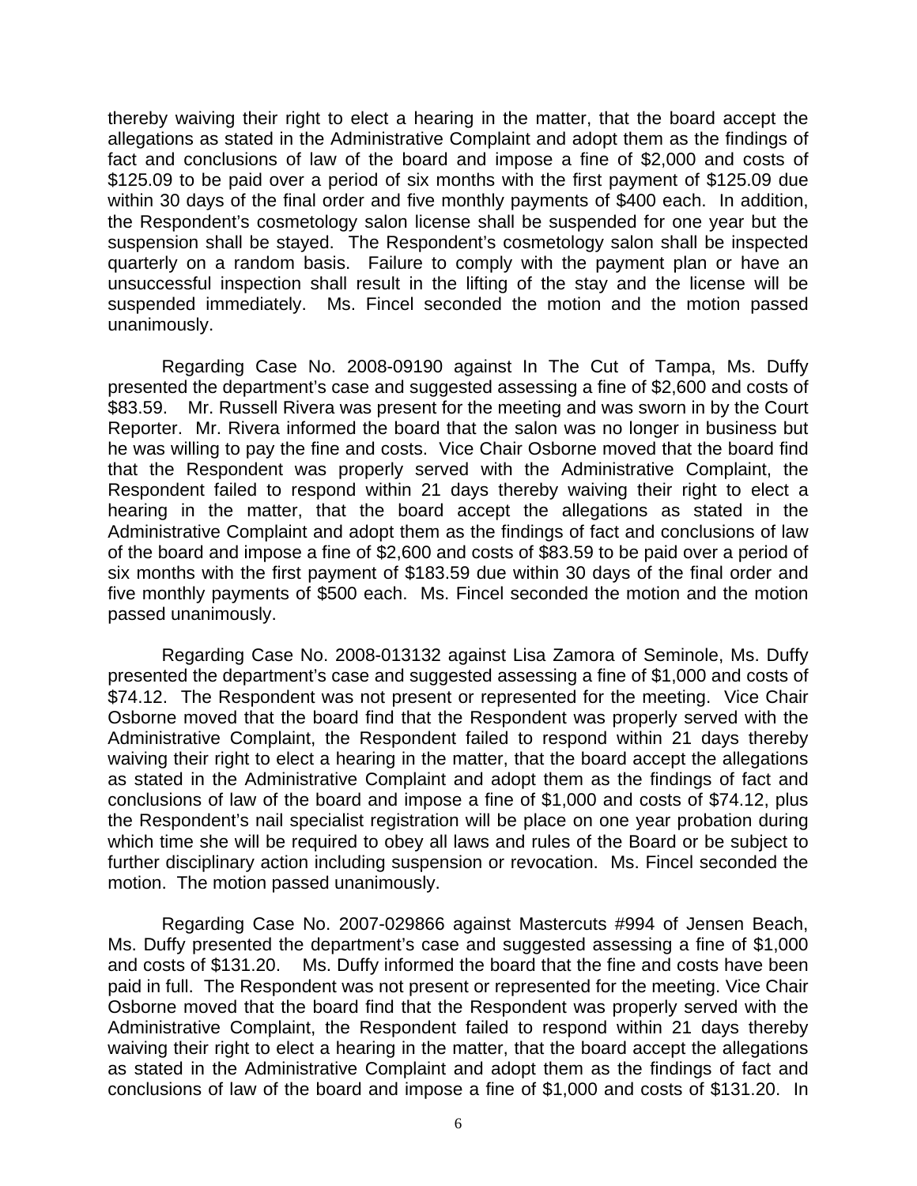thereby waiving their right to elect a hearing in the matter, that the board accept the allegations as stated in the Administrative Complaint and adopt them as the findings of fact and conclusions of law of the board and impose a fine of $2,000 and costs of $125.09 to be paid over a period of six months with the first payment of $125.09 due within 30 days of the final order and five monthly payments of $400 each. In addition, the Respondent's cosmetology salon license shall be suspended for one year but the suspension shall be stayed. The Respondent's cosmetology salon shall be inspected quarterly on a random basis. Failure to comply with the payment plan or have an unsuccessful inspection shall result in the lifting of the stay and the license will be suspended immediately. Ms. Fincel seconded the motion and the motion passed unanimously.

Regarding Case No. 2008-09190 against In The Cut of Tampa, Ms. Duffy presented the department's case and suggested assessing a fine of $2,600 and costs of $83.59. Mr. Russell Rivera was present for the meeting and was sworn in by the Court Reporter. Mr. Rivera informed the board that the salon was no longer in business but he was willing to pay the fine and costs. Vice Chair Osborne moved that the board find that the Respondent was properly served with the Administrative Complaint, the Respondent failed to respond within 21 days thereby waiving their right to elect a hearing in the matter, that the board accept the allegations as stated in the Administrative Complaint and adopt them as the findings of fact and conclusions of law of the board and impose a fine of $2,600 and costs of $83.59 to be paid over a period of six months with the first payment of $183.59 due within 30 days of the final order and five monthly payments of $500 each. Ms. Fincel seconded the motion and the motion passed unanimously.

Regarding Case No. 2008-013132 against Lisa Zamora of Seminole, Ms. Duffy presented the department's case and suggested assessing a fine of $1,000 and costs of $74.12. The Respondent was not present or represented for the meeting. Vice Chair Osborne moved that the board find that the Respondent was properly served with the Administrative Complaint, the Respondent failed to respond within 21 days thereby waiving their right to elect a hearing in the matter, that the board accept the allegations as stated in the Administrative Complaint and adopt them as the findings of fact and conclusions of law of the board and impose a fine of $1,000 and costs of $74.12, plus the Respondent's nail specialist registration will be place on one year probation during which time she will be required to obey all laws and rules of the Board or be subject to further disciplinary action including suspension or revocation. Ms. Fincel seconded the motion. The motion passed unanimously.

Regarding Case No. 2007-029866 against Mastercuts #994 of Jensen Beach, Ms. Duffy presented the department's case and suggested assessing a fine of $1,000 and costs of $131.20. Ms. Duffy informed the board that the fine and costs have been paid in full. The Respondent was not present or represented for the meeting. Vice Chair Osborne moved that the board find that the Respondent was properly served with the Administrative Complaint, the Respondent failed to respond within 21 days thereby waiving their right to elect a hearing in the matter, that the board accept the allegations as stated in the Administrative Complaint and adopt them as the findings of fact and conclusions of law of the board and impose a fine of $1,000 and costs of $131.20. In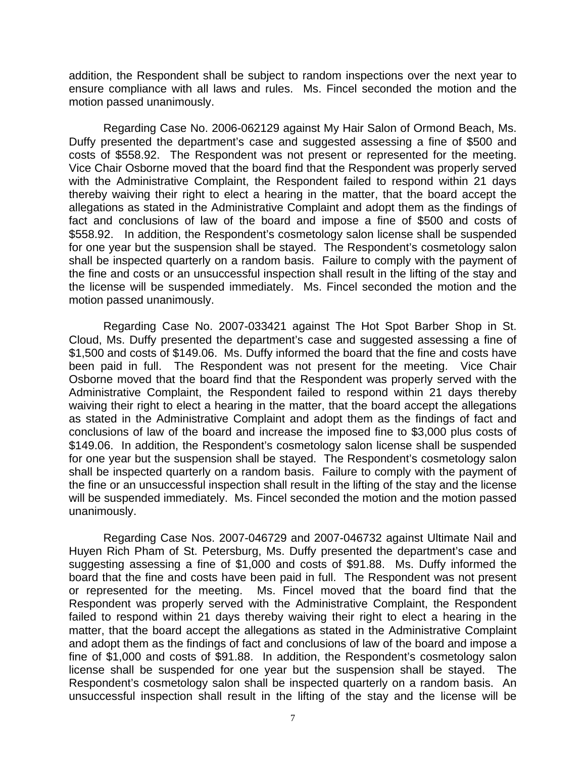addition, the Respondent shall be subject to random inspections over the next year to ensure compliance with all laws and rules. Ms. Fincel seconded the motion and the motion passed unanimously.

Regarding Case No. 2006-062129 against My Hair Salon of Ormond Beach, Ms. Duffy presented the department's case and suggested assessing a fine of $500 and costs of $558.92. The Respondent was not present or represented for the meeting. Vice Chair Osborne moved that the board find that the Respondent was properly served with the Administrative Complaint, the Respondent failed to respond within 21 days thereby waiving their right to elect a hearing in the matter, that the board accept the allegations as stated in the Administrative Complaint and adopt them as the findings of fact and conclusions of law of the board and impose a fine of $500 and costs of $558.92. In addition, the Respondent's cosmetology salon license shall be suspended for one year but the suspension shall be stayed. The Respondent's cosmetology salon shall be inspected quarterly on a random basis. Failure to comply with the payment of the fine and costs or an unsuccessful inspection shall result in the lifting of the stay and the license will be suspended immediately. Ms. Fincel seconded the motion and the motion passed unanimously.

Regarding Case No. 2007-033421 against The Hot Spot Barber Shop in St. Cloud, Ms. Duffy presented the department's case and suggested assessing a fine of $1,500 and costs of $149.06. Ms. Duffy informed the board that the fine and costs have been paid in full. The Respondent was not present for the meeting. Vice Chair Osborne moved that the board find that the Respondent was properly served with the Administrative Complaint, the Respondent failed to respond within 21 days thereby waiving their right to elect a hearing in the matter, that the board accept the allegations as stated in the Administrative Complaint and adopt them as the findings of fact and conclusions of law of the board and increase the imposed fine to $3,000 plus costs of $149.06. In addition, the Respondent's cosmetology salon license shall be suspended for one year but the suspension shall be stayed. The Respondent's cosmetology salon shall be inspected quarterly on a random basis. Failure to comply with the payment of the fine or an unsuccessful inspection shall result in the lifting of the stay and the license will be suspended immediately. Ms. Fincel seconded the motion and the motion passed unanimously.

Regarding Case Nos. 2007-046729 and 2007-046732 against Ultimate Nail and Huyen Rich Pham of St. Petersburg, Ms. Duffy presented the department's case and suggesting assessing a fine of $1,000 and costs of $91.88. Ms. Duffy informed the board that the fine and costs have been paid in full. The Respondent was not present or represented for the meeting. Ms. Fincel moved that the board find that the Respondent was properly served with the Administrative Complaint, the Respondent failed to respond within 21 days thereby waiving their right to elect a hearing in the matter, that the board accept the allegations as stated in the Administrative Complaint and adopt them as the findings of fact and conclusions of law of the board and impose a fine of $1,000 and costs of $91.88. In addition, the Respondent's cosmetology salon license shall be suspended for one year but the suspension shall be stayed. The Respondent's cosmetology salon shall be inspected quarterly on a random basis. An unsuccessful inspection shall result in the lifting of the stay and the license will be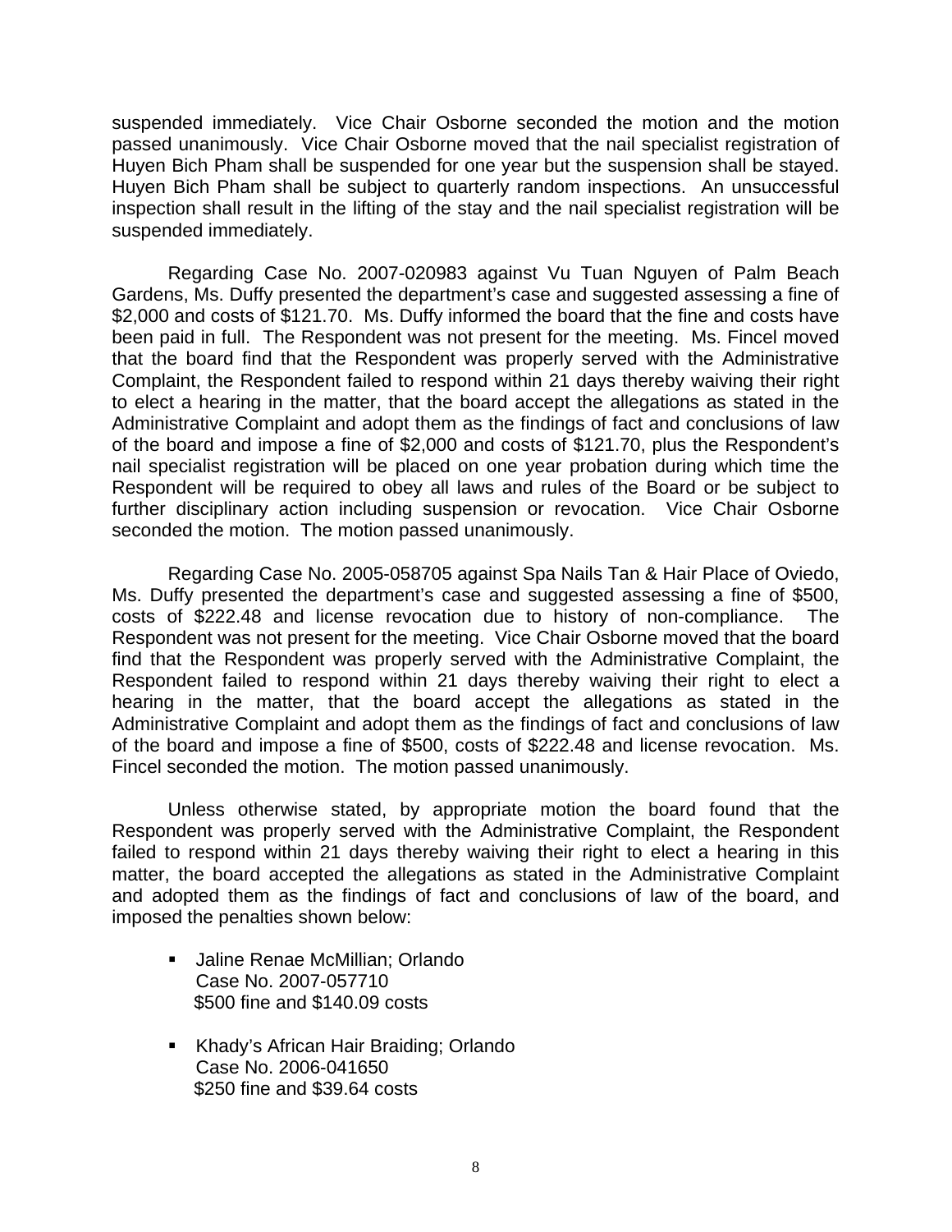suspended immediately. Vice Chair Osborne seconded the motion and the motion passed unanimously. Vice Chair Osborne moved that the nail specialist registration of Huyen Bich Pham shall be suspended for one year but the suspension shall be stayed. Huyen Bich Pham shall be subject to quarterly random inspections. An unsuccessful inspection shall result in the lifting of the stay and the nail specialist registration will be suspended immediately.

Regarding Case No. 2007-020983 against Vu Tuan Nguyen of Palm Beach Gardens, Ms. Duffy presented the department's case and suggested assessing a fine of $2,000 and costs of $121.70. Ms. Duffy informed the board that the fine and costs have been paid in full. The Respondent was not present for the meeting. Ms. Fincel moved that the board find that the Respondent was properly served with the Administrative Complaint, the Respondent failed to respond within 21 days thereby waiving their right to elect a hearing in the matter, that the board accept the allegations as stated in the Administrative Complaint and adopt them as the findings of fact and conclusions of law of the board and impose a fine of $2,000 and costs of $121.70, plus the Respondent's nail specialist registration will be placed on one year probation during which time the Respondent will be required to obey all laws and rules of the Board or be subject to further disciplinary action including suspension or revocation. Vice Chair Osborne seconded the motion. The motion passed unanimously.

Regarding Case No. 2005-058705 against Spa Nails Tan & Hair Place of Oviedo, Ms. Duffy presented the department's case and suggested assessing a fine of $500, costs of $222.48 and license revocation due to history of non-compliance. The Respondent was not present for the meeting. Vice Chair Osborne moved that the board find that the Respondent was properly served with the Administrative Complaint, the Respondent failed to respond within 21 days thereby waiving their right to elect a hearing in the matter, that the board accept the allegations as stated in the Administrative Complaint and adopt them as the findings of fact and conclusions of law of the board and impose a fine of $500, costs of $222.48 and license revocation. Ms. Fincel seconded the motion. The motion passed unanimously.

Unless otherwise stated, by appropriate motion the board found that the Respondent was properly served with the Administrative Complaint, the Respondent failed to respond within 21 days thereby waiving their right to elect a hearing in this matter, the board accepted the allegations as stated in the Administrative Complaint and adopted them as the findings of fact and conclusions of law of the board, and imposed the penalties shown below:

- Jaline Renae McMillian; Orlando
  Case No. 2007-057710
  $500 fine and $140.09 costs

- Khady's African Hair Braiding; Orlando
  Case No. 2006-041650
  $250 fine and $39.64 costs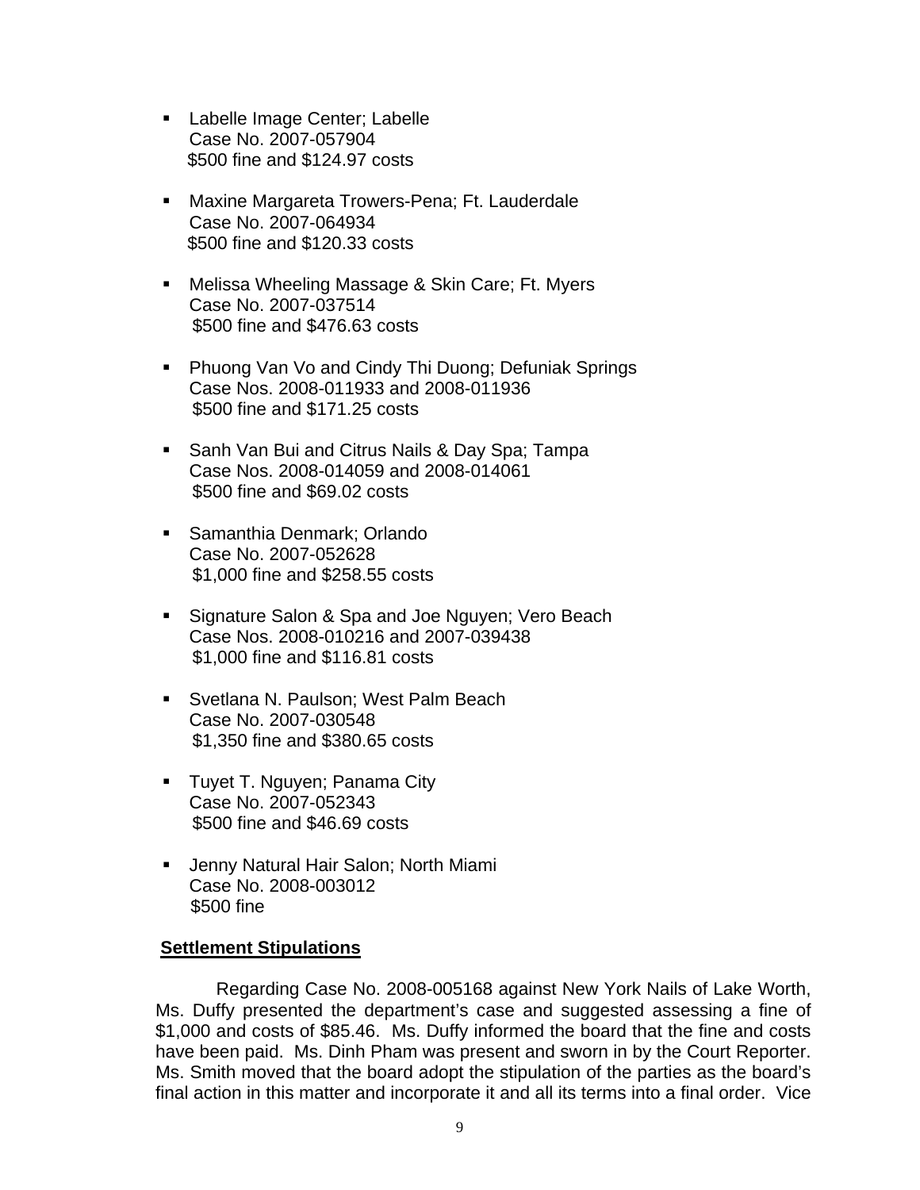- Labelle Image Center; Labelle
  Case No. 2007-057904
  $500 fine and $124.97 costs

- Maxine Margareta Trowers-Pena; Ft. Lauderdale
  Case No. 2007-064934
  $500 fine and $120.33 costs

- Melissa Wheeling Massage & Skin Care; Ft. Myers
  Case No. 2007-037514
  $500 fine and $476.63 costs

- Phuong Van Vo and Cindy Thi Duong; Defuniak Springs
  Case Nos. 2008-011933 and 2008-011936
  $500 fine and $171.25 costs

- Sanh Van Bui and Citrus Nails & Day Spa; Tampa
  Case Nos. 2008-014059 and 2008-014061
  $500 fine and $69.02 costs

- Samanthia Denmark; Orlando
  Case No. 2007-052628
  $1,000 fine and $258.55 costs

- Signature Salon & Spa and Joe Nguyen; Vero Beach
  Case Nos. 2008-010216 and 2007-039438
  $1,000 fine and $116.81 costs

- Svetlana N. Paulson; West Palm Beach
  Case No. 2007-030548
  $1,350 fine and $380.65 costs

- Tuyet T. Nguyen; Panama City
  Case No. 2007-052343
  $500 fine and $46.69 costs

- Jenny Natural Hair Salon; North Miami
  Case No. 2008-003012
  $500 fine

**Settlement Stipulations**

Regarding Case No. 2008-005168 against New York Nails of Lake Worth, Ms. Duffy presented the department's case and suggested assessing a fine of $1,000 and costs of $85.46. Ms. Duffy informed the board that the fine and costs have been paid. Ms. Dinh Pham was present and sworn in by the Court Reporter. Ms. Smith moved that the board adopt the stipulation of the parties as the board's final action in this matter and incorporate it and all its terms into a final order. Vice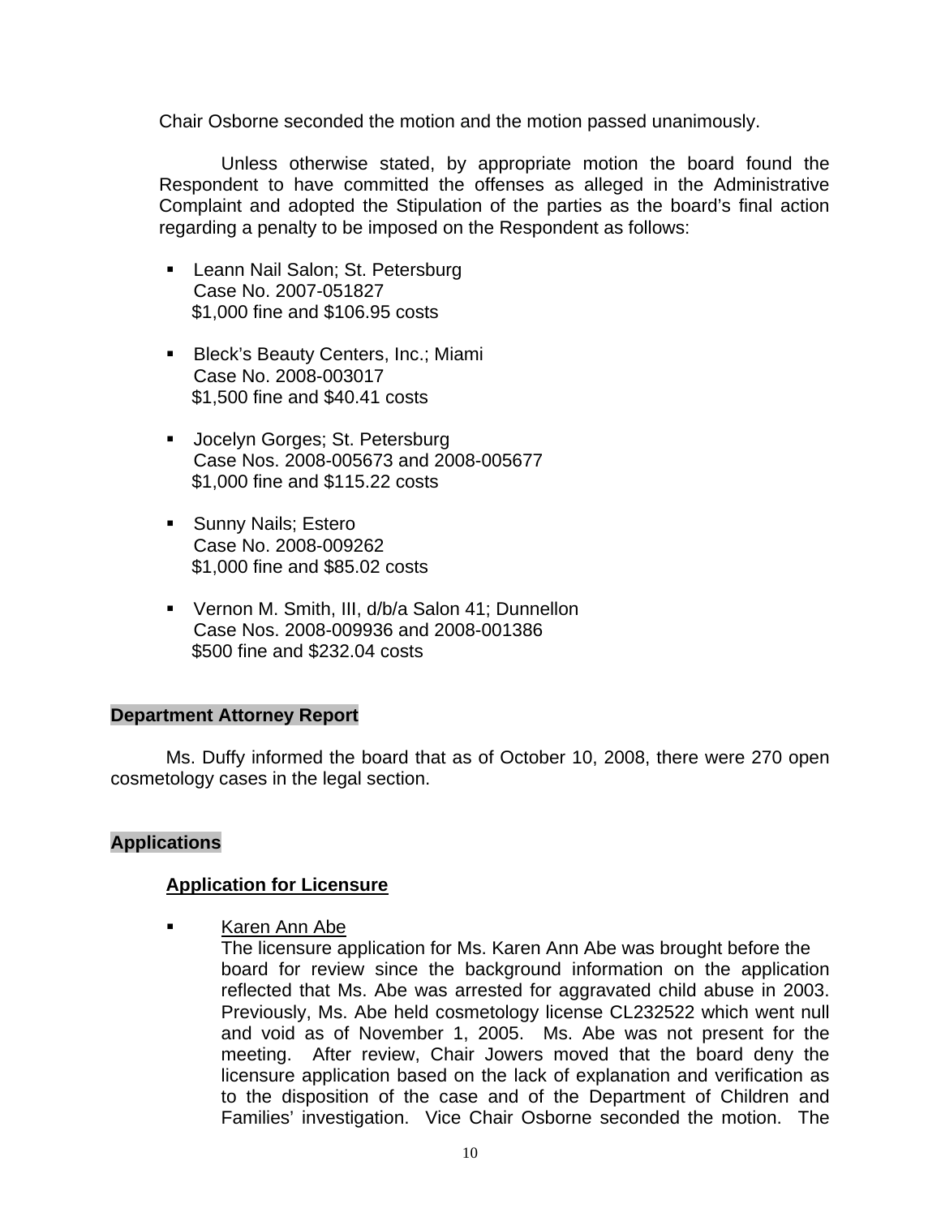Chair Osborne seconded the motion and the motion passed unanimously.

Unless otherwise stated, by appropriate motion the board found the Respondent to have committed the offenses as alleged in the Administrative Complaint and adopted the Stipulation of the parties as the board's final action regarding a penalty to be imposed on the Respondent as follows:

- Leann Nail Salon; St. Petersburg
  Case No. 2007-051827
  $1,000 fine and $106.95 costs

- Bleck's Beauty Centers, Inc.; Miami
  Case No. 2008-003017
  $1,500 fine and $40.41 costs

- Jocelyn Gorges; St. Petersburg
  Case Nos. 2008-005673 and 2008-005677
  $1,000 fine and $115.22 costs

- Sunny Nails; Estero
  Case No. 2008-009262
  $1,000 fine and $85.02 costs

- Vernon M. Smith, III, d/b/a Salon 41; Dunnellon
  Case Nos. 2008-009936 and 2008-001386
  $500 fine and $232.04 costs

## Department Attorney Report

Ms. Duffy informed the board that as of October 10, 2008, there were 270 open cosmetology cases in the legal section.

## Applications

### Application for Licensure

- Karen Ann Abe
  The licensure application for Ms. Karen Ann Abe was brought before the board for review since the background information on the application reflected that Ms. Abe was arrested for aggravated child abuse in 2003. Previously, Ms. Abe held cosmetology license CL232522 which went null and void as of November 1, 2005. Ms. Abe was not present for the meeting. After review, Chair Jowers moved that the board deny the licensure application based on the lack of explanation and verification as to the disposition of the case and of the Department of Children and Families' investigation. Vice Chair Osborne seconded the motion. The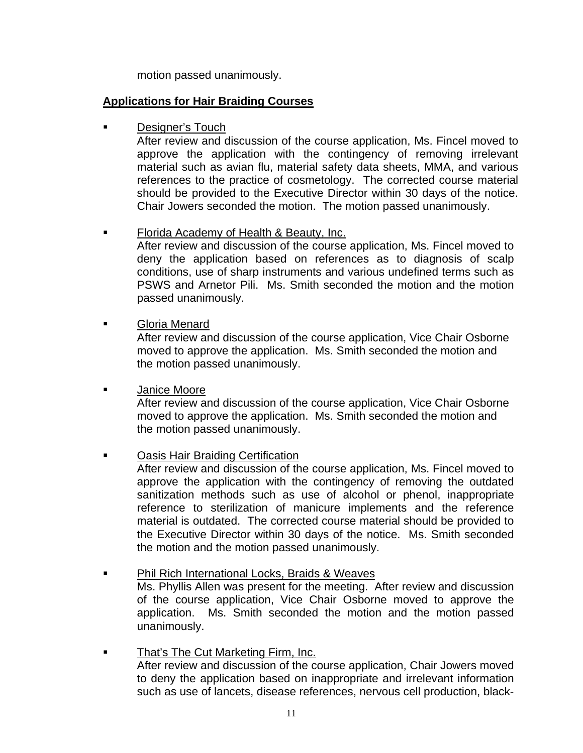motion passed unanimously.

**Applications for Hair Braiding Courses**

- Designer's Touch
  After review and discussion of the course application, Ms. Fincel moved to approve the application with the contingency of removing irrelevant material such as avian flu, material safety data sheets, MMA, and various references to the practice of cosmetology. The corrected course material should be provided to the Executive Director within 30 days of the notice. Chair Jowers seconded the motion. The motion passed unanimously.

- Florida Academy of Health & Beauty, Inc.
  After review and discussion of the course application, Ms. Fincel moved to deny the application based on references as to diagnosis of scalp conditions, use of sharp instruments and various undefined terms such as PSWS and Arnetor Pili. Ms. Smith seconded the motion and the motion passed unanimously.

- Gloria Menard
  After review and discussion of the course application, Vice Chair Osborne moved to approve the application. Ms. Smith seconded the motion and the motion passed unanimously.

- Janice Moore
  After review and discussion of the course application, Vice Chair Osborne moved to approve the application. Ms. Smith seconded the motion and the motion passed unanimously.

- Oasis Hair Braiding Certification
  After review and discussion of the course application, Ms. Fincel moved to approve the application with the contingency of removing the outdated sanitization methods such as use of alcohol or phenol, inappropriate reference to sterilization of manicure implements and the reference material is outdated. The corrected course material should be provided to the Executive Director within 30 days of the notice. Ms. Smith seconded the motion and the motion passed unanimously.

- Phil Rich International Locks, Braids & Weaves
  Ms. Phyllis Allen was present for the meeting. After review and discussion of the course application, Vice Chair Osborne moved to approve the application. Ms. Smith seconded the motion and the motion passed unanimously.

- That's The Cut Marketing Firm, Inc.
  After review and discussion of the course application, Chair Jowers moved to deny the application based on inappropriate and irrelevant information such as use of lancets, disease references, nervous cell production, black-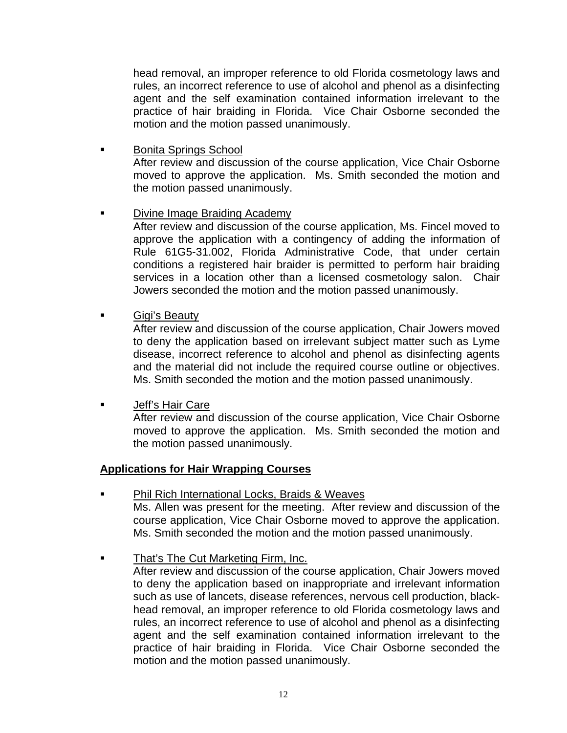head removal, an improper reference to old Florida cosmetology laws and rules, an incorrect reference to use of alcohol and phenol as a disinfecting agent and the self examination contained information irrelevant to the practice of hair braiding in Florida. Vice Chair Osborne seconded the motion and the motion passed unanimously.

- <u>Bonita Springs School</u>
  After review and discussion of the course application, Vice Chair Osborne moved to approve the application. Ms. Smith seconded the motion and the motion passed unanimously.

- <u>Divine Image Braiding Academy</u>
  After review and discussion of the course application, Ms. Fincel moved to approve the application with a contingency of adding the information of Rule 61G5-31.002, Florida Administrative Code, that under certain conditions a registered hair braider is permitted to perform hair braiding services in a location other than a licensed cosmetology salon. Chair Jowers seconded the motion and the motion passed unanimously.

- <u>Gigi's Beauty</u>
  After review and discussion of the course application, Chair Jowers moved to deny the application based on irrelevant subject matter such as Lyme disease, incorrect reference to alcohol and phenol as disinfecting agents and the material did not include the required course outline or objectives. Ms. Smith seconded the motion and the motion passed unanimously.

- <u>Jeff's Hair Care</u>
  After review and discussion of the course application, Vice Chair Osborne moved to approve the application. Ms. Smith seconded the motion and the motion passed unanimously.

**<u>Applications for Hair Wrapping Courses</u>**

- <u>Phil Rich International Locks, Braids & Weaves</u>
  Ms. Allen was present for the meeting. After review and discussion of the course application, Vice Chair Osborne moved to approve the application. Ms. Smith seconded the motion and the motion passed unanimously.

- <u>That's The Cut Marketing Firm, Inc.</u>
  After review and discussion of the course application, Chair Jowers moved to deny the application based on inappropriate and irrelevant information such as use of lancets, disease references, nervous cell production, black-head removal, an improper reference to old Florida cosmetology laws and rules, an incorrect reference to use of alcohol and phenol as a disinfecting agent and the self examination contained information irrelevant to the practice of hair braiding in Florida. Vice Chair Osborne seconded the motion and the motion passed unanimously.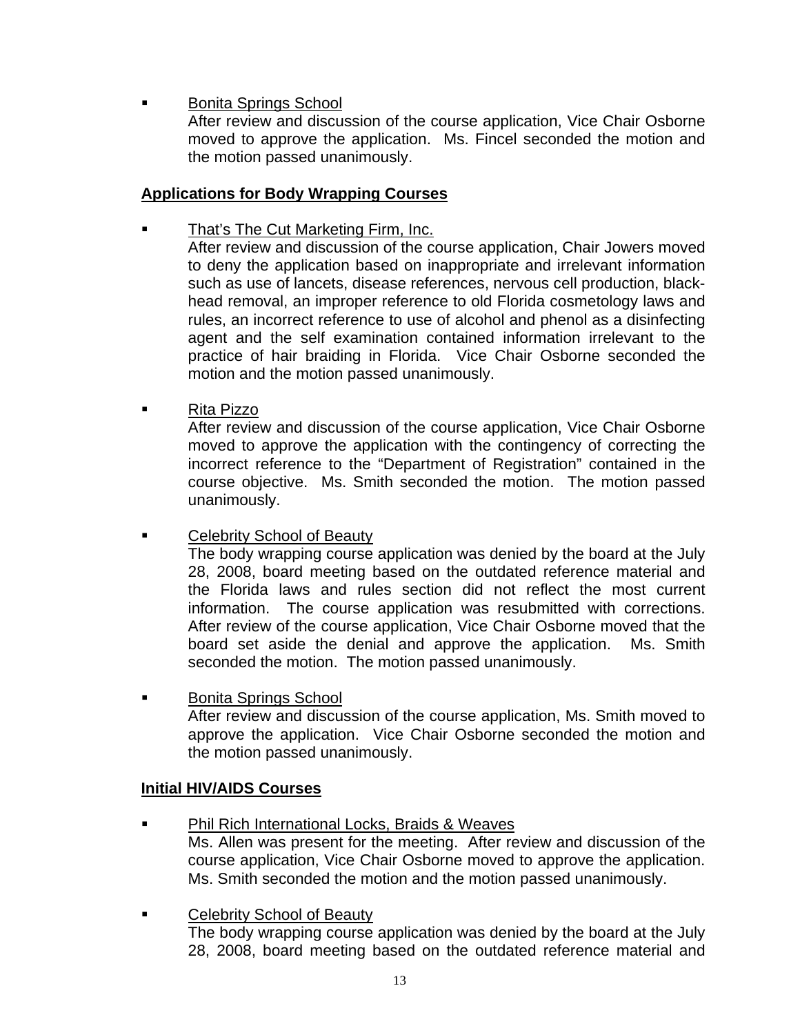- Bonita Springs School
  After review and discussion of the course application, Vice Chair Osborne moved to approve the application. Ms. Fincel seconded the motion and the motion passed unanimously.

**Applications for Body Wrapping Courses**

- That's The Cut Marketing Firm, Inc.
  After review and discussion of the course application, Chair Jowers moved to deny the application based on inappropriate and irrelevant information such as use of lancets, disease references, nervous cell production, black-head removal, an improper reference to old Florida cosmetology laws and rules, an incorrect reference to use of alcohol and phenol as a disinfecting agent and the self examination contained information irrelevant to the practice of hair braiding in Florida. Vice Chair Osborne seconded the motion and the motion passed unanimously.

- Rita Pizzo
  After review and discussion of the course application, Vice Chair Osborne moved to approve the application with the contingency of correcting the incorrect reference to the "Department of Registration" contained in the course objective. Ms. Smith seconded the motion. The motion passed unanimously.

- Celebrity School of Beauty
  The body wrapping course application was denied by the board at the July 28, 2008, board meeting based on the outdated reference material and the Florida laws and rules section did not reflect the most current information. The course application was resubmitted with corrections. After review of the course application, Vice Chair Osborne moved that the board set aside the denial and approve the application. Ms. Smith seconded the motion. The motion passed unanimously.

- Bonita Springs School
  After review and discussion of the course application, Ms. Smith moved to approve the application. Vice Chair Osborne seconded the motion and the motion passed unanimously.

**Initial HIV/AIDS Courses**

- Phil Rich International Locks, Braids & Weaves
  Ms. Allen was present for the meeting. After review and discussion of the course application, Vice Chair Osborne moved to approve the application. Ms. Smith seconded the motion and the motion passed unanimously.

- Celebrity School of Beauty
  The body wrapping course application was denied by the board at the July 28, 2008, board meeting based on the outdated reference material and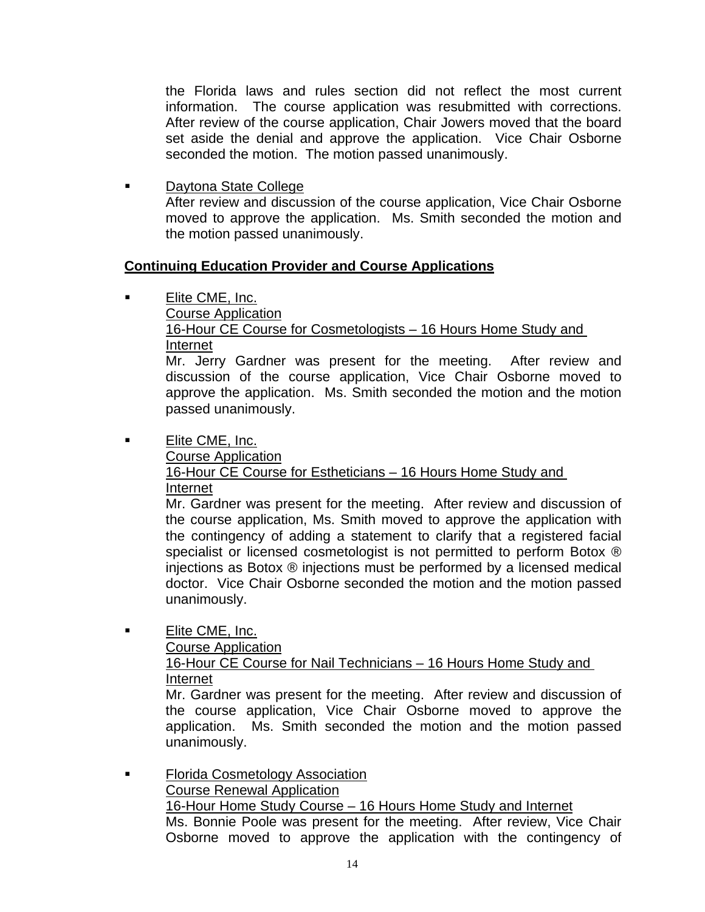the Florida laws and rules section did not reflect the most current information. The course application was resubmitted with corrections. After review of the course application, Chair Jowers moved that the board set aside the denial and approve the application. Vice Chair Osborne seconded the motion. The motion passed unanimously.

- Daytona State College
  After review and discussion of the course application, Vice Chair Osborne moved to approve the application. Ms. Smith seconded the motion and the motion passed unanimously.

**Continuing Education Provider and Course Applications**

- Elite CME, Inc.
  Course Application
  16-Hour CE Course for Cosmetologists – 16 Hours Home Study and Internet
  Mr. Jerry Gardner was present for the meeting. After review and discussion of the course application, Vice Chair Osborne moved to approve the application. Ms. Smith seconded the motion and the motion passed unanimously.

- Elite CME, Inc.
  Course Application
  16-Hour CE Course for Estheticians – 16 Hours Home Study and Internet
  Mr. Gardner was present for the meeting. After review and discussion of the course application, Ms. Smith moved to approve the application with the contingency of adding a statement to clarify that a registered facial specialist or licensed cosmetologist is not permitted to perform Botox ® injections as Botox ® injections must be performed by a licensed medical doctor. Vice Chair Osborne seconded the motion and the motion passed unanimously.

- Elite CME, Inc.
  Course Application
  16-Hour CE Course for Nail Technicians – 16 Hours Home Study and Internet
  Mr. Gardner was present for the meeting. After review and discussion of the course application, Vice Chair Osborne moved to approve the application. Ms. Smith seconded the motion and the motion passed unanimously.

- Florida Cosmetology Association
  Course Renewal Application
  16-Hour Home Study Course – 16 Hours Home Study and Internet
  Ms. Bonnie Poole was present for the meeting. After review, Vice Chair Osborne moved to approve the application with the contingency of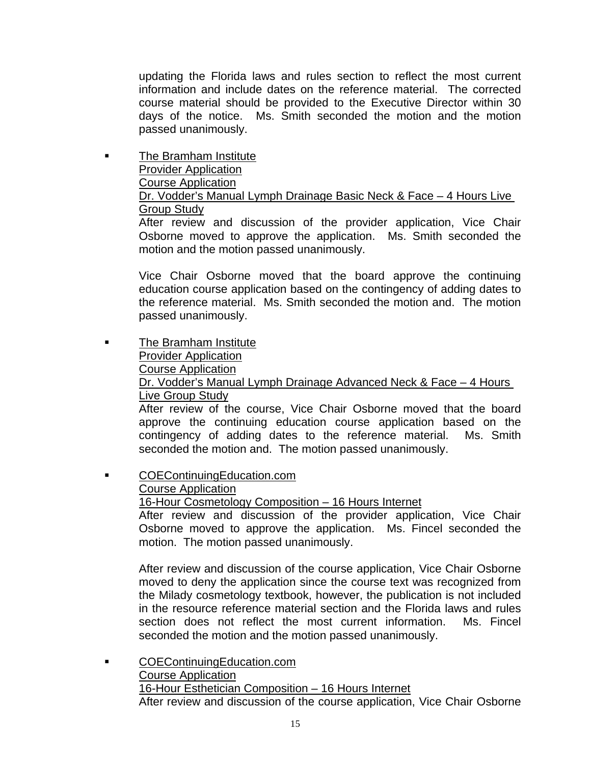updating the Florida laws and rules section to reflect the most current information and include dates on the reference material. The corrected course material should be provided to the Executive Director within 30 days of the notice. Ms. Smith seconded the motion and the motion passed unanimously.

- The Bramham Institute
  Provider Application
  Course Application
  Dr. Vodder's Manual Lymph Drainage Basic Neck & Face – 4 Hours Live Group Study
  After review and discussion of the provider application, Vice Chair Osborne moved to approve the application. Ms. Smith seconded the motion and the motion passed unanimously.

  Vice Chair Osborne moved that the board approve the continuing education course application based on the contingency of adding dates to the reference material. Ms. Smith seconded the motion and. The motion passed unanimously.

- The Bramham Institute
  Provider Application
  Course Application
  Dr. Vodder's Manual Lymph Drainage Advanced Neck & Face – 4 Hours Live Group Study
  After review of the course, Vice Chair Osborne moved that the board approve the continuing education course application based on the contingency of adding dates to the reference material. Ms. Smith seconded the motion and. The motion passed unanimously.

- COEContinuingEducation.com
  Course Application
  16-Hour Cosmetology Composition – 16 Hours Internet
  After review and discussion of the provider application, Vice Chair Osborne moved to approve the application. Ms. Fincel seconded the motion. The motion passed unanimously.

  After review and discussion of the course application, Vice Chair Osborne moved to deny the application since the course text was recognized from the Milady cosmetology textbook, however, the publication is not included in the resource reference material section and the Florida laws and rules section does not reflect the most current information. Ms. Fincel seconded the motion and the motion passed unanimously.

- COEContinuingEducation.com
  Course Application
  16-Hour Esthetician Composition – 16 Hours Internet
  After review and discussion of the course application, Vice Chair Osborne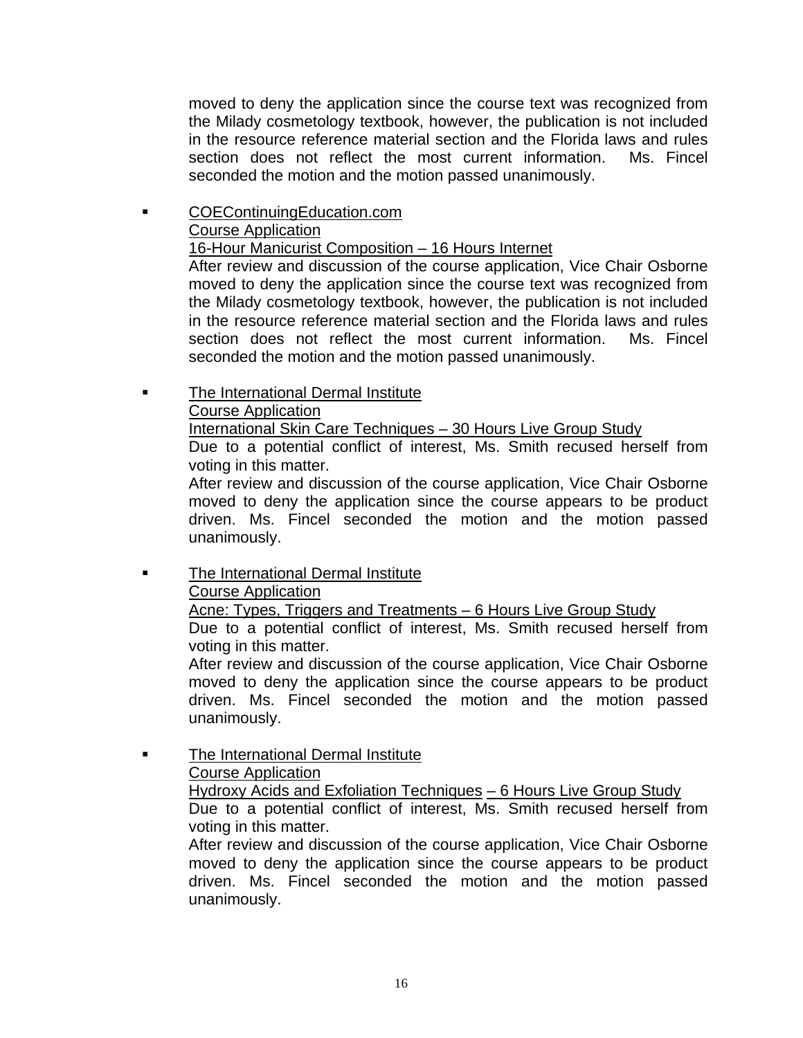moved to deny the application since the course text was recognized from the Milady cosmetology textbook, however, the publication is not included in the resource reference material section and the Florida laws and rules section does not reflect the most current information. Ms. Fincel seconded the motion and the motion passed unanimously.

- COEContinuingEducation.com
  Course Application
  16-Hour Manicurist Composition – 16 Hours Internet
  After review and discussion of the course application, Vice Chair Osborne moved to deny the application since the course text was recognized from the Milady cosmetology textbook, however, the publication is not included in the resource reference material section and the Florida laws and rules section does not reflect the most current information. Ms. Fincel seconded the motion and the motion passed unanimously.

- The International Dermal Institute
  Course Application
  International Skin Care Techniques – 30 Hours Live Group Study
  Due to a potential conflict of interest, Ms. Smith recused herself from voting in this matter.
  After review and discussion of the course application, Vice Chair Osborne moved to deny the application since the course appears to be product driven. Ms. Fincel seconded the motion and the motion passed unanimously.

- The International Dermal Institute
  Course Application
  Acne: Types, Triggers and Treatments – 6 Hours Live Group Study
  Due to a potential conflict of interest, Ms. Smith recused herself from voting in this matter.
  After review and discussion of the course application, Vice Chair Osborne moved to deny the application since the course appears to be product driven. Ms. Fincel seconded the motion and the motion passed unanimously.

- The International Dermal Institute
  Course Application
  Hydroxy Acids and Exfoliation Techniques – 6 Hours Live Group Study
  Due to a potential conflict of interest, Ms. Smith recused herself from voting in this matter.
  After review and discussion of the course application, Vice Chair Osborne moved to deny the application since the course appears to be product driven. Ms. Fincel seconded the motion and the motion passed unanimously.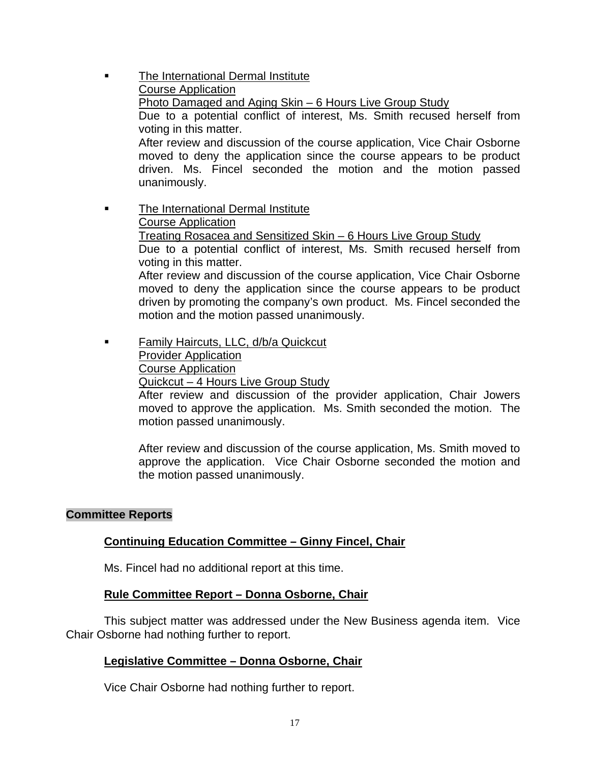- The International Dermal Institute
  Course Application
  Photo Damaged and Aging Skin – 6 Hours Live Group Study
  Due to a potential conflict of interest, Ms. Smith recused herself from voting in this matter.
  After review and discussion of the course application, Vice Chair Osborne moved to deny the application since the course appears to be product driven. Ms. Fincel seconded the motion and the motion passed unanimously.

- The International Dermal Institute
  Course Application
  Treating Rosacea and Sensitized Skin – 6 Hours Live Group Study
  Due to a potential conflict of interest, Ms. Smith recused herself from voting in this matter.
  After review and discussion of the course application, Vice Chair Osborne moved to deny the application since the course appears to be product driven by promoting the company's own product. Ms. Fincel seconded the motion and the motion passed unanimously.

- Family Haircuts, LLC, d/b/a Quickcut
  Provider Application
  Course Application
  Quickcut – 4 Hours Live Group Study
  After review and discussion of the provider application, Chair Jowers moved to approve the application. Ms. Smith seconded the motion. The motion passed unanimously.

  After review and discussion of the course application, Ms. Smith moved to approve the application. Vice Chair Osborne seconded the motion and the motion passed unanimously.

## Committee Reports

### Continuing Education Committee – Ginny Fincel, Chair

Ms. Fincel had no additional report at this time.

### Rule Committee Report – Donna Osborne, Chair

This subject matter was addressed under the New Business agenda item. Vice Chair Osborne had nothing further to report.

### Legislative Committee – Donna Osborne, Chair

Vice Chair Osborne had nothing further to report.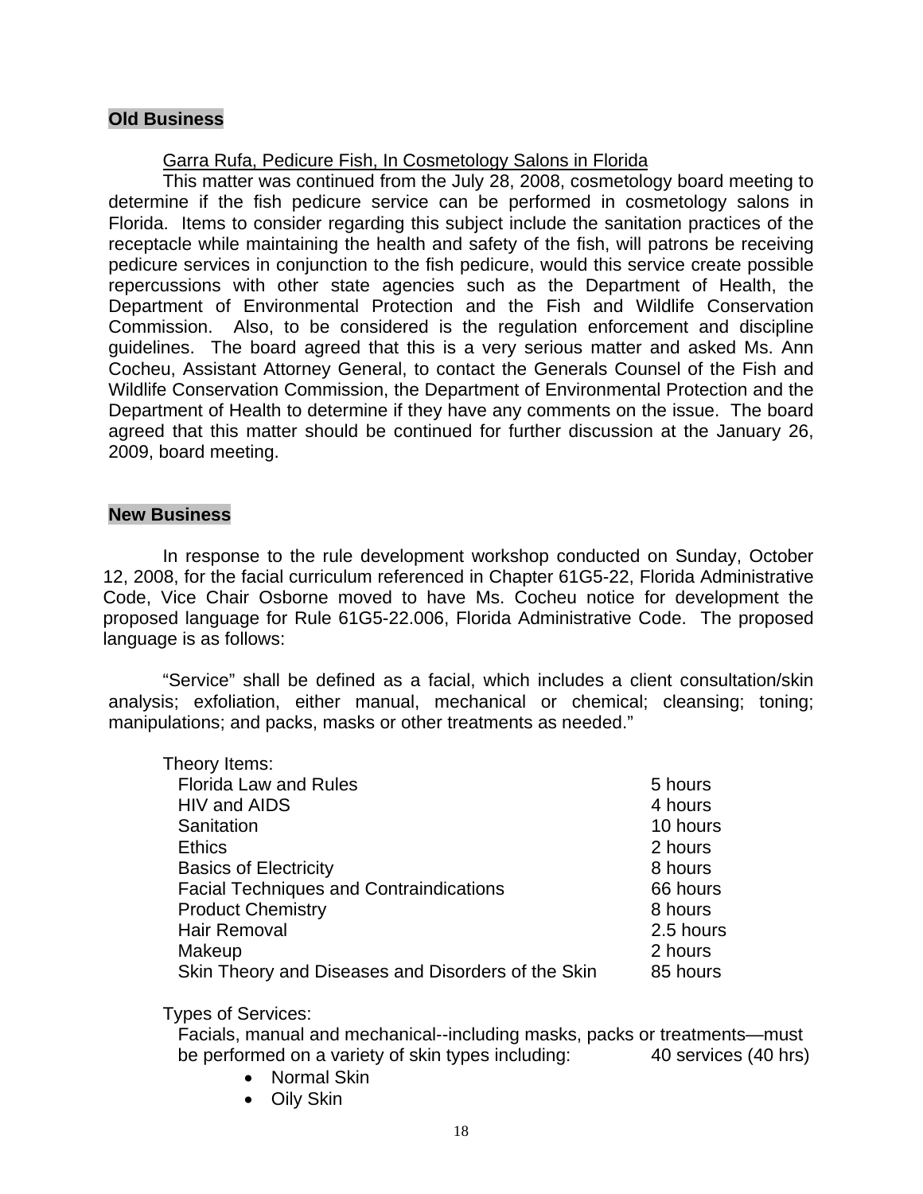**Old Business**

Garra Rufa, Pedicure Fish, In Cosmetology Salons in Florida

This matter was continued from the July 28, 2008, cosmetology board meeting to determine if the fish pedicure service can be performed in cosmetology salons in Florida. Items to consider regarding this subject include the sanitation practices of the receptacle while maintaining the health and safety of the fish, will patrons be receiving pedicure services in conjunction to the fish pedicure, would this service create possible repercussions with other state agencies such as the Department of Health, the Department of Environmental Protection and the Fish and Wildlife Conservation Commission. Also, to be considered is the regulation enforcement and discipline guidelines. The board agreed that this is a very serious matter and asked Ms. Ann Cocheu, Assistant Attorney General, to contact the Generals Counsel of the Fish and Wildlife Conservation Commission, the Department of Environmental Protection and the Department of Health to determine if they have any comments on the issue. The board agreed that this matter should be continued for further discussion at the January 26, 2009, board meeting.

**New Business**

In response to the rule development workshop conducted on Sunday, October 12, 2008, for the facial curriculum referenced in Chapter 61G5-22, Florida Administrative Code, Vice Chair Osborne moved to have Ms. Cocheu notice for development the proposed language for Rule 61G5-22.006, Florida Administrative Code. The proposed language is as follows:

"Service" shall be defined as a facial, which includes a client consultation/skin analysis; exfoliation, either manual, mechanical or chemical; cleansing; toning; manipulations; and packs, masks or other treatments as needed."

Theory Items:

| | |
|---|---|
| Florida Law and Rules | 5 hours |
| HIV and AIDS | 4 hours |
| Sanitation | 10 hours |
| Ethics | 2 hours |
| Basics of Electricity | 8 hours |
| Facial Techniques and Contraindications | 66 hours |
| Product Chemistry | 8 hours |
| Hair Removal | 2.5 hours |
| Makeup | 2 hours |
| Skin Theory and Diseases and Disorders of the Skin | 85 hours |

Types of Services:

Facials, manual and mechanical--including masks, packs or treatments—must be performed on a variety of skin types including: 40 services (40 hrs)

- Normal Skin
- Oily Skin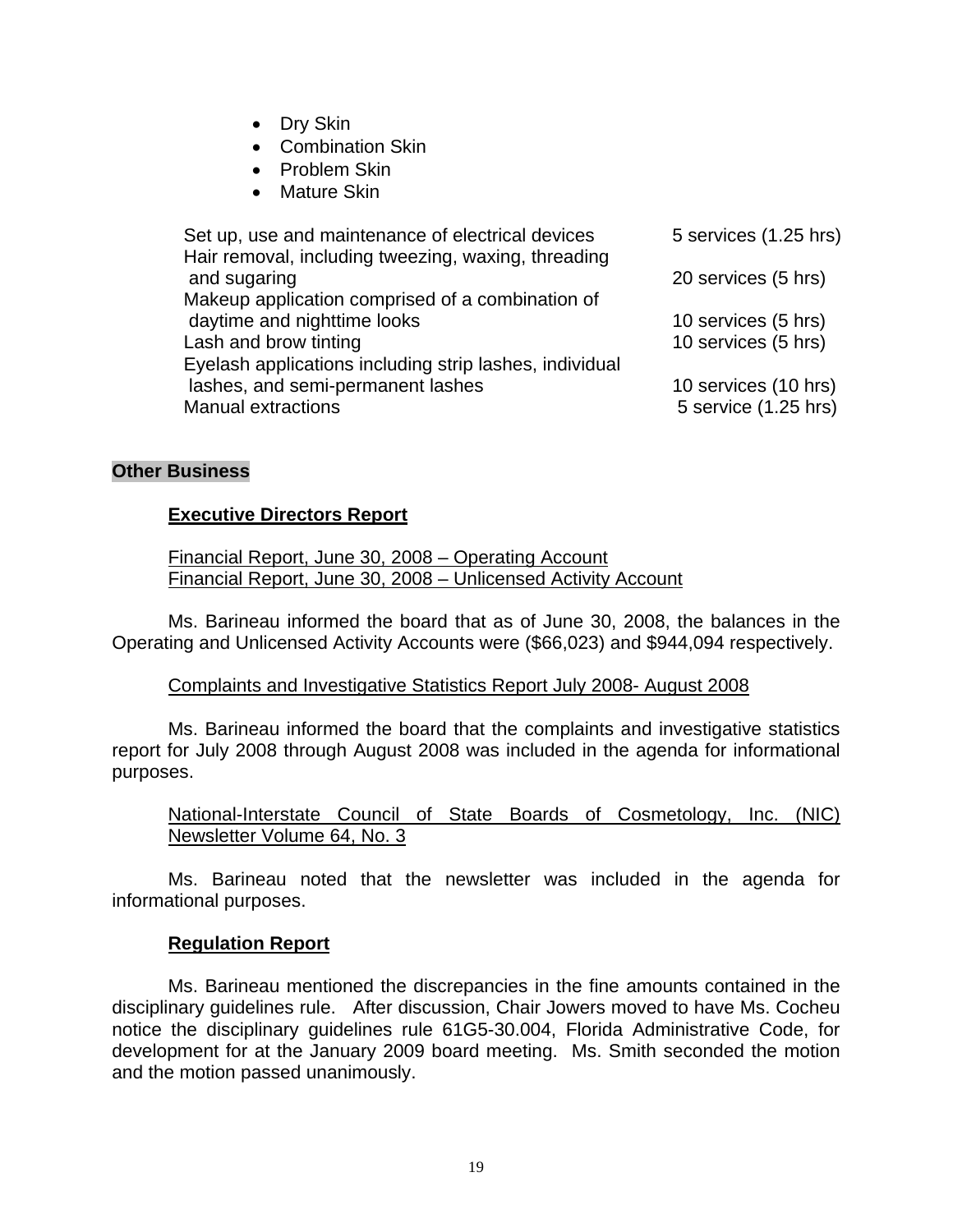- Dry Skin
- Combination Skin
- Problem Skin
- Mature Skin

| | |
|---|---|
| Set up, use and maintenance of electrical devices | 5 services (1.25 hrs) |
| Hair removal, including tweezing, waxing, threading and sugaring | 20 services (5 hrs) |
| Makeup application comprised of a combination of daytime and nighttime looks | 10 services (5 hrs) |
| Lash and brow tinting | 10 services (5 hrs) |
| Eyelash applications including strip lashes, individual lashes, and semi-permanent lashes | 10 services (10 hrs) |
| Manual extractions | 5 service (1.25 hrs) |

## Other Business

### Executive Directors Report

Financial Report, June 30, 2008 – Operating Account
Financial Report, June 30, 2008 – Unlicensed Activity Account

Ms. Barineau informed the board that as of June 30, 2008, the balances in the Operating and Unlicensed Activity Accounts were ($66,023) and $944,094 respectively.

Complaints and Investigative Statistics Report July 2008- August 2008

Ms. Barineau informed the board that the complaints and investigative statistics report for July 2008 through August 2008 was included in the agenda for informational purposes.

National-Interstate Council of State Boards of Cosmetology, Inc. (NIC) Newsletter Volume 64, No. 3

Ms. Barineau noted that the newsletter was included in the agenda for informational purposes.

### Regulation Report

Ms. Barineau mentioned the discrepancies in the fine amounts contained in the disciplinary guidelines rule. After discussion, Chair Jowers moved to have Ms. Cocheu notice the disciplinary guidelines rule 61G5-30.004, Florida Administrative Code, for development for at the January 2009 board meeting. Ms. Smith seconded the motion and the motion passed unanimously.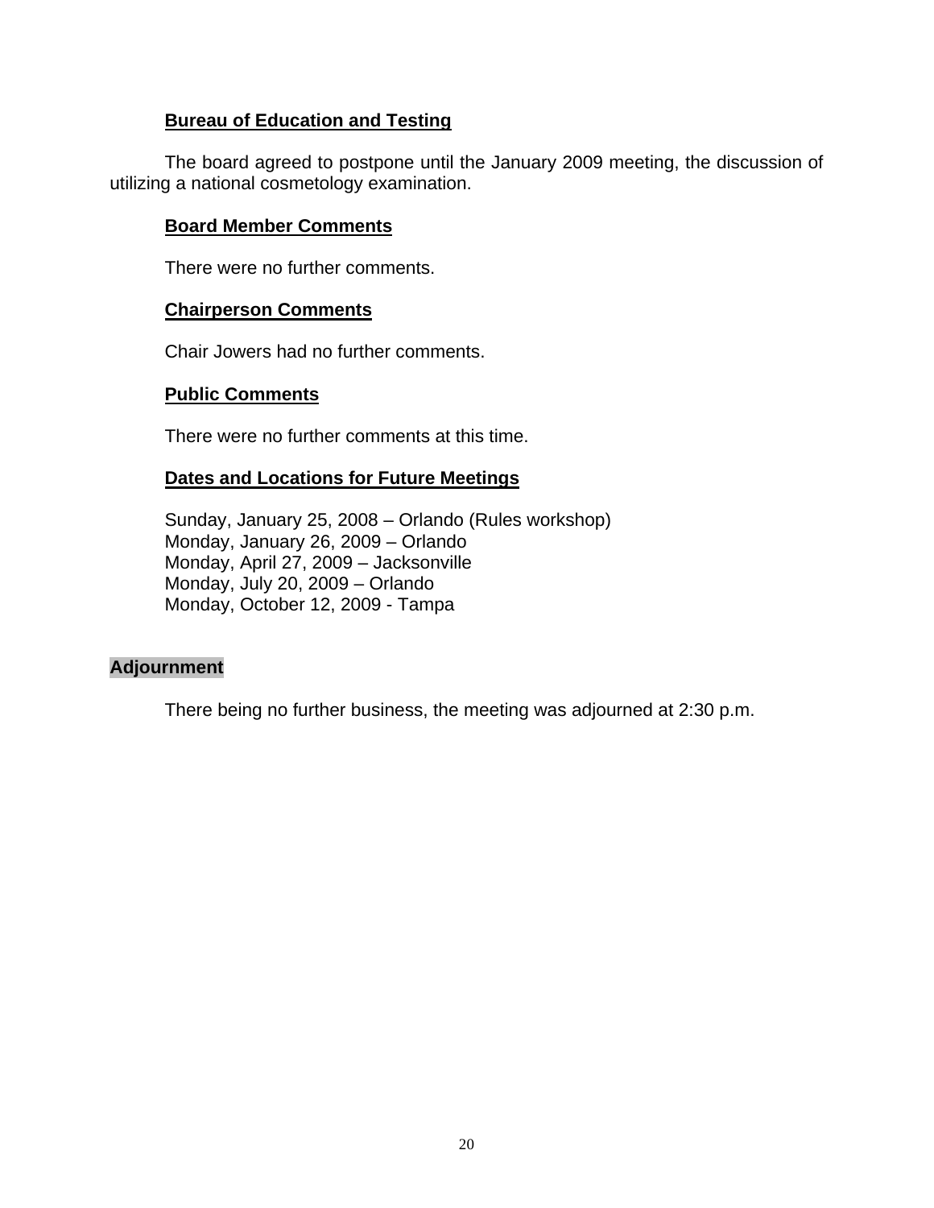### Bureau of Education and Testing

The board agreed to postpone until the January 2009 meeting, the discussion of utilizing a national cosmetology examination.

### Board Member Comments

There were no further comments.

### Chairperson Comments

Chair Jowers had no further comments.

### Public Comments

There were no further comments at this time.

### Dates and Locations for Future Meetings

Sunday, January 25, 2008 – Orlando (Rules workshop)
Monday, January 26, 2009 – Orlando
Monday, April 27, 2009 – Jacksonville
Monday, July 20, 2009 – Orlando
Monday, October 12, 2009 - Tampa

## Adjournment

There being no further business, the meeting was adjourned at 2:30 p.m.